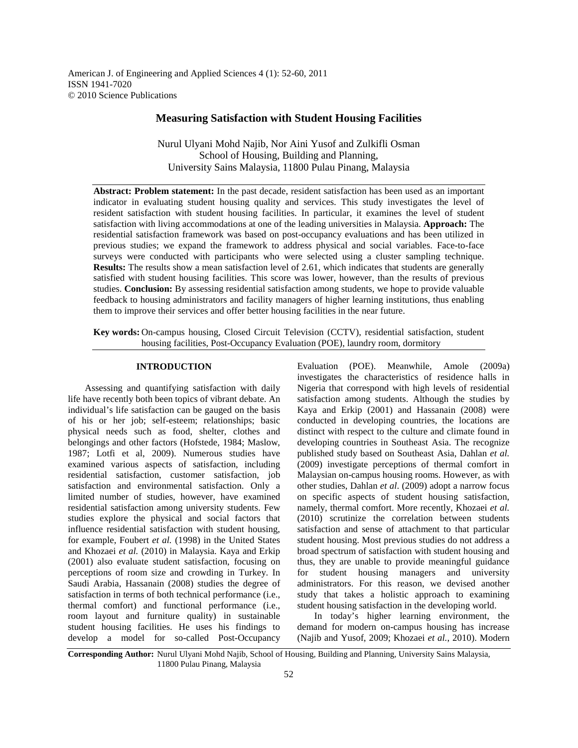American J. of Engineering and Applied Sciences 4 (1): 52-60, 2011
ISSN 1941-7020
© 2010 Science Publications

# Measuring Satisfaction with Student Housing Facilities

Nurul Ulyani Mohd Najib, Nor Aini Yusof and Zulkifli Osman
School of Housing, Building and Planning,
University Sains Malaysia, 11800 Pulau Pinang, Malaysia

**Abstract: Problem statement:** In the past decade, resident satisfaction has been used as an important indicator in evaluating student housing quality and services. This study investigates the level of resident satisfaction with student housing facilities. In particular, it examines the level of student satisfaction with living accommodations at one of the leading universities in Malaysia. **Approach:** The residential satisfaction framework was based on post-occupancy evaluations and has been utilized in previous studies; we expand the framework to address physical and social variables. Face-to-face surveys were conducted with participants who were selected using a cluster sampling technique. **Results:** The results show a mean satisfaction level of 2.61, which indicates that students are generally satisfied with student housing facilities. This score was lower, however, than the results of previous studies. **Conclusion:** By assessing residential satisfaction among students, we hope to provide valuable feedback to housing administrators and facility managers of higher learning institutions, thus enabling them to improve their services and offer better housing facilities in the near future.

**Key words:** On-campus housing, Closed Circuit Television (CCTV), residential satisfaction, student housing facilities, Post-Occupancy Evaluation (POE), laundry room, dormitory

## INTRODUCTION

Assessing and quantifying satisfaction with daily life have recently both been topics of vibrant debate. An individual's life satisfaction can be gauged on the basis of his or her job; self-esteem; relationships; basic physical needs such as food, shelter, clothes and belongings and other factors (Hofstede, 1984; Maslow, 1987; Lotfi et al, 2009). Numerous studies have examined various aspects of satisfaction, including residential satisfaction, customer satisfaction, job satisfaction and environmental satisfaction. Only a limited number of studies, however, have examined residential satisfaction among university students. Few studies explore the physical and social factors that influence residential satisfaction with student housing, for example, Foubert *et al.* (1998) in the United States and Khozaei *et al.* (2010) in Malaysia. Kaya and Erkip (2001) also evaluate student satisfaction, focusing on perceptions of room size and crowding in Turkey. In Saudi Arabia, Hassanain (2008) studies the degree of satisfaction in terms of both technical performance (i.e., thermal comfort) and functional performance (i.e., room layout and furniture quality) in sustainable student housing facilities. He uses his findings to develop a model for so-called Post-Occupancy Evaluation (POE). Meanwhile, Amole (2009a) investigates the characteristics of residence halls in Nigeria that correspond with high levels of residential satisfaction among students. Although the studies by Kaya and Erkip (2001) and Hassanain (2008) were conducted in developing countries, the locations are distinct with respect to the culture and climate found in developing countries in Southeast Asia. The recognize published study based on Southeast Asia, Dahlan *et al.* (2009) investigate perceptions of thermal comfort in Malaysian on-campus housing rooms. However, as with other studies, Dahlan *et al*. (2009) adopt a narrow focus on specific aspects of student housing satisfaction, namely, thermal comfort. More recently, Khozaei *et al.* (2010) scrutinize the correlation between students satisfaction and sense of attachment to that particular student housing. Most previous studies do not address a broad spectrum of satisfaction with student housing and thus, they are unable to provide meaningful guidance for student housing managers and university administrators. For this reason, we devised another study that takes a holistic approach to examining student housing satisfaction in the developing world.

In today's higher learning environment, the demand for modern on-campus housing has increase (Najib and Yusof, 2009; Khozaei *et al.*, 2010). Modern

**Corresponding Author:** Nurul Ulyani Mohd Najib, School of Housing, Building and Planning, University Sains Malaysia, 11800 Pulau Pinang, Malaysia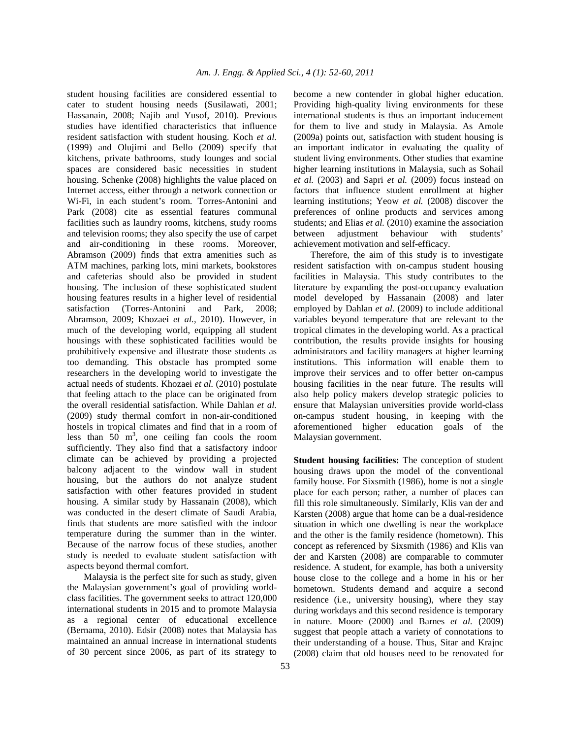student housing facilities are considered essential to cater to student housing needs (Susilawati, 2001; Hassanain, 2008; Najib and Yusof, 2010). Previous studies have identified characteristics that influence resident satisfaction with student housing. Koch *et al.* (1999) and Olujimi and Bello (2009) specify that kitchens, private bathrooms, study lounges and social spaces are considered basic necessities in student housing. Schenke (2008) highlights the value placed on Internet access, either through a network connection or Wi-Fi, in each student's room. Torres-Antonini and Park (2008) cite as essential features communal facilities such as laundry rooms, kitchens, study rooms and television rooms; they also specify the use of carpet and air-conditioning in these rooms. Moreover, Abramson (2009) finds that extra amenities such as ATM machines, parking lots, mini markets, bookstores and cafeterias should also be provided in student housing. The inclusion of these sophisticated student housing features results in a higher level of residential satisfaction (Torres-Antonini and Park, 2008; Abramson, 2009; Khozaei *et al.*, 2010). However, in much of the developing world, equipping all student housings with these sophisticated facilities would be prohibitively expensive and illustrate those students as too demanding. This obstacle has prompted some researchers in the developing world to investigate the actual needs of students. Khozaei *et al.* (2010) postulate that feeling attach to the place can be originated from the overall residential satisfaction. While Dahlan *et al.* (2009) study thermal comfort in non-air-conditioned hostels in tropical climates and find that in a room of less than 50 $m^3$, one ceiling fan cools the room sufficiently. They also find that a satisfactory indoor climate can be achieved by providing a projected balcony adjacent to the window wall in student housing, but the authors do not analyze student satisfaction with other features provided in student housing. A similar study by Hassanain (2008), which was conducted in the desert climate of Saudi Arabia, finds that students are more satisfied with the indoor temperature during the summer than in the winter. Because of the narrow focus of these studies, another study is needed to evaluate student satisfaction with aspects beyond thermal comfort.

Malaysia is the perfect site for such as study, given the Malaysian government's goal of providing world-class facilities. The government seeks to attract 120,000 international students in 2015 and to promote Malaysia as a regional center of educational excellence (Bernama, 2010). Edsir (2008) notes that Malaysia has maintained an annual increase in international students of 30 percent since 2006, as part of its strategy to become a new contender in global higher education. Providing high-quality living environments for these international students is thus an important inducement for them to live and study in Malaysia. As Amole (2009a) points out, satisfaction with student housing is an important indicator in evaluating the quality of student living environments. Other studies that examine higher learning institutions in Malaysia, such as Sohail *et al.* (2003) and Sapri *et al.* (2009) focus instead on factors that influence student enrollment at higher learning institutions; Yeow *et al.* (2008) discover the preferences of online products and services among students; and Elias *et al.* (2010) examine the association between adjustment behaviour with students' achievement motivation and self-efficacy.

Therefore, the aim of this study is to investigate resident satisfaction with on-campus student housing facilities in Malaysia. This study contributes to the literature by expanding the post-occupancy evaluation model developed by Hassanain (2008) and later employed by Dahlan *et al.* (2009) to include additional variables beyond temperature that are relevant to the tropical climates in the developing world. As a practical contribution, the results provide insights for housing administrators and facility managers at higher learning institutions. This information will enable them to improve their services and to offer better on-campus housing facilities in the near future. The results will also help policy makers develop strategic policies to ensure that Malaysian universities provide world-class on-campus student housing, in keeping with the aforementioned higher education goals of the Malaysian government.

**Student housing facilities:** The conception of student housing draws upon the model of the conventional family house. For Sixsmith (1986), home is not a single place for each person; rather, a number of places can fill this role simultaneously. Similarly, Klis van der and Karsten (2008) argue that home can be a dual-residence situation in which one dwelling is near the workplace and the other is the family residence (hometown). This concept as referenced by Sixsmith (1986) and Klis van der and Karsten (2008) are comparable to commuter residence. A student, for example, has both a university house close to the college and a home in his or her hometown. Students demand and acquire a second residence (i.e., university housing), where they stay during workdays and this second residence is temporary in nature. Moore (2000) and Barnes *et al.* (2009) suggest that people attach a variety of connotations to their understanding of a house. Thus, Sitar and Krajnc (2008) claim that old houses need to be renovated for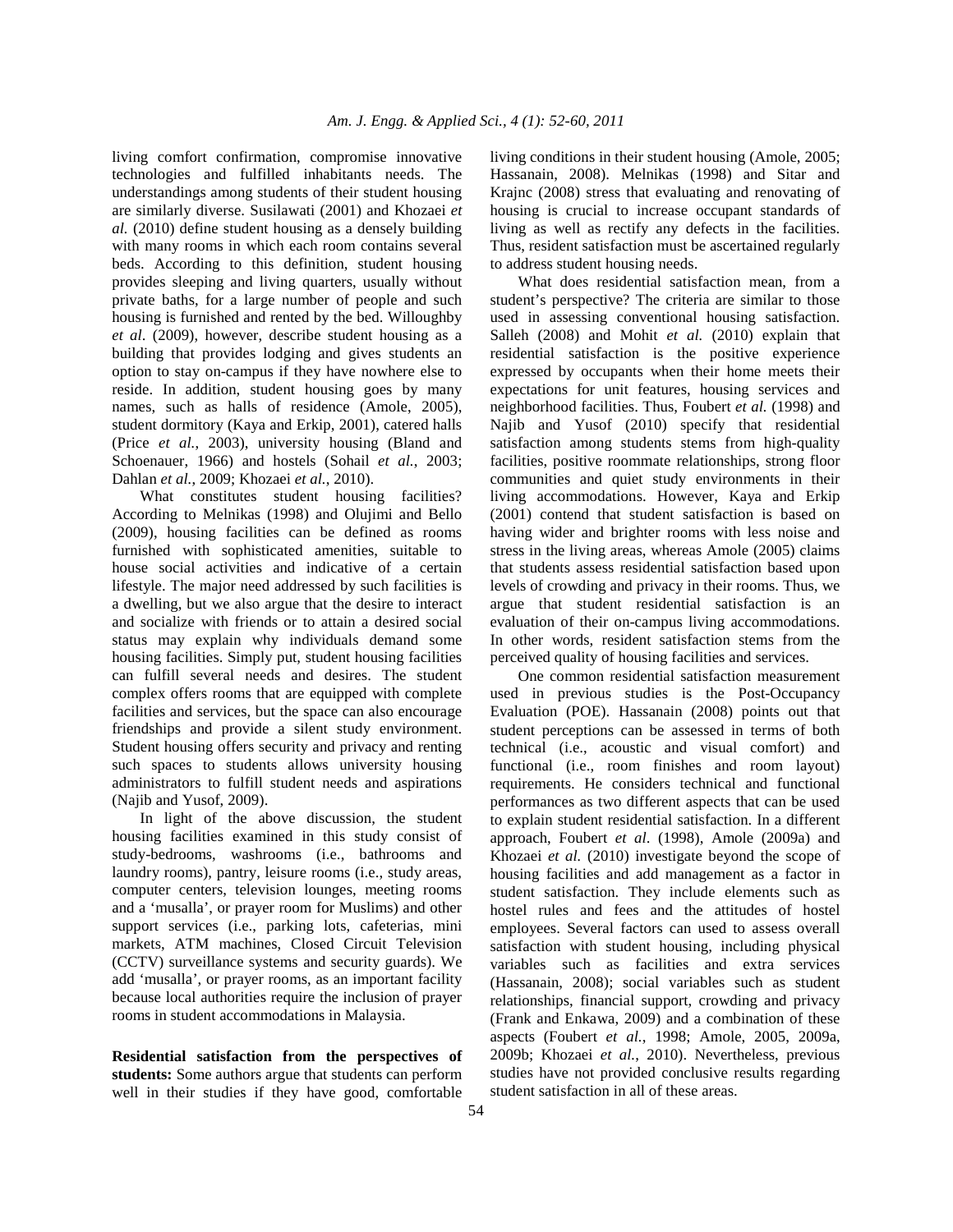living comfort confirmation, compromise innovative technologies and fulfilled inhabitants needs. The understandings among students of their student housing are similarly diverse. Susilawati (2001) and Khozaei *et al.* (2010) define student housing as a densely building with many rooms in which each room contains several beds. According to this definition, student housing provides sleeping and living quarters, usually without private baths, for a large number of people and such housing is furnished and rented by the bed. Willoughby *et al*. (2009), however, describe student housing as a building that provides lodging and gives students an option to stay on-campus if they have nowhere else to reside. In addition, student housing goes by many names, such as halls of residence (Amole, 2005), student dormitory (Kaya and Erkip, 2001), catered halls (Price *et al.*, 2003), university housing (Bland and Schoenauer, 1966) and hostels (Sohail *et al.*, 2003; Dahlan *et al.*, 2009; Khozaei *et al.*, 2010).

What constitutes student housing facilities? According to Melnikas (1998) and Olujimi and Bello (2009), housing facilities can be defined as rooms furnished with sophisticated amenities, suitable to house social activities and indicative of a certain lifestyle. The major need addressed by such facilities is a dwelling, but we also argue that the desire to interact and socialize with friends or to attain a desired social status may explain why individuals demand some housing facilities. Simply put, student housing facilities can fulfill several needs and desires. The student complex offers rooms that are equipped with complete facilities and services, but the space can also encourage friendships and provide a silent study environment. Student housing offers security and privacy and renting such spaces to students allows university housing administrators to fulfill student needs and aspirations (Najib and Yusof, 2009).

In light of the above discussion, the student housing facilities examined in this study consist of study-bedrooms, washrooms (i.e., bathrooms and laundry rooms), pantry, leisure rooms (i.e., study areas, computer centers, television lounges, meeting rooms and a 'musalla', or prayer room for Muslims) and other support services (i.e., parking lots, cafeterias, mini markets, ATM machines, Closed Circuit Television (CCTV) surveillance systems and security guards). We add 'musalla', or prayer rooms, as an important facility because local authorities require the inclusion of prayer rooms in student accommodations in Malaysia.

**Residential satisfaction from the perspectives of students:** Some authors argue that students can perform well in their studies if they have good, comfortable living conditions in their student housing (Amole, 2005; Hassanain, 2008). Melnikas (1998) and Sitar and Krajnc (2008) stress that evaluating and renovating of housing is crucial to increase occupant standards of living as well as rectify any defects in the facilities. Thus, resident satisfaction must be ascertained regularly to address student housing needs.

What does residential satisfaction mean, from a student's perspective? The criteria are similar to those used in assessing conventional housing satisfaction. Salleh (2008) and Mohit *et al.* (2010) explain that residential satisfaction is the positive experience expressed by occupants when their home meets their expectations for unit features, housing services and neighborhood facilities. Thus, Foubert *et al.* (1998) and Najib and Yusof (2010) specify that residential satisfaction among students stems from high-quality facilities, positive roommate relationships, strong floor communities and quiet study environments in their living accommodations. However, Kaya and Erkip (2001) contend that student satisfaction is based on having wider and brighter rooms with less noise and stress in the living areas, whereas Amole (2005) claims that students assess residential satisfaction based upon levels of crowding and privacy in their rooms. Thus, we argue that student residential satisfaction is an evaluation of their on-campus living accommodations. In other words, resident satisfaction stems from the perceived quality of housing facilities and services.

One common residential satisfaction measurement used in previous studies is the Post-Occupancy Evaluation (POE). Hassanain (2008) points out that student perceptions can be assessed in terms of both technical (i.e., acoustic and visual comfort) and functional (i.e., room finishes and room layout) requirements. He considers technical and functional performances as two different aspects that can be used to explain student residential satisfaction. In a different approach, Foubert *et al*. (1998), Amole (2009a) and Khozaei *et al.* (2010) investigate beyond the scope of housing facilities and add management as a factor in student satisfaction. They include elements such as hostel rules and fees and the attitudes of hostel employees. Several factors can used to assess overall satisfaction with student housing, including physical variables such as facilities and extra services (Hassanain, 2008); social variables such as student relationships, financial support, crowding and privacy (Frank and Enkawa, 2009) and a combination of these aspects (Foubert *et al.*, 1998; Amole, 2005, 2009a, 2009b; Khozaei *et al.*, 2010). Nevertheless, previous studies have not provided conclusive results regarding student satisfaction in all of these areas.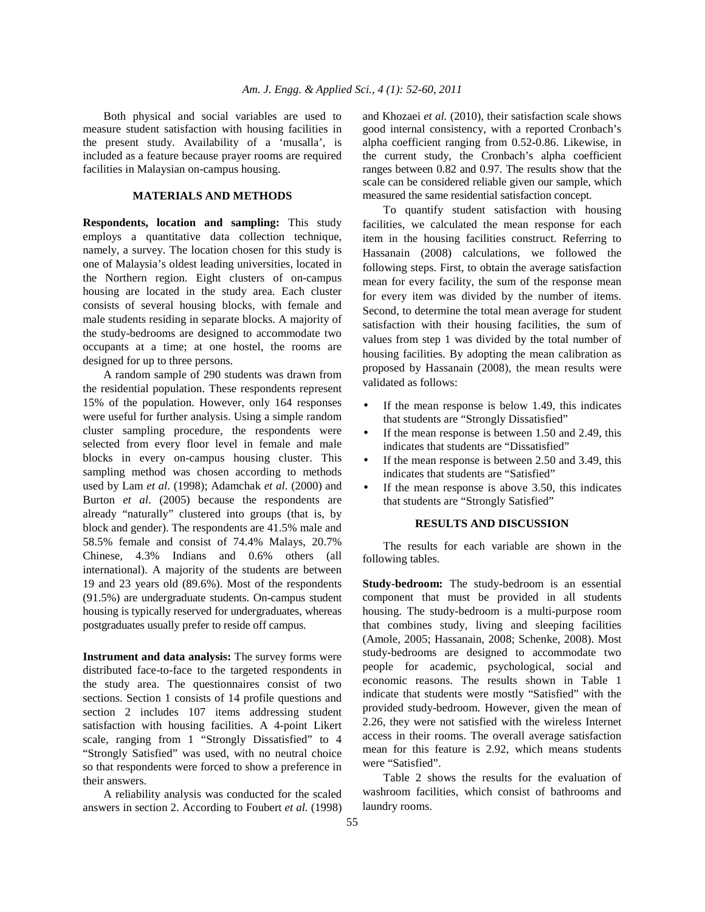Both physical and social variables are used to measure student satisfaction with housing facilities in the present study. Availability of a 'musalla', is included as a feature because prayer rooms are required facilities in Malaysian on-campus housing.

## MATERIALS AND METHODS

**Respondents, location and sampling:** This study employs a quantitative data collection technique, namely, a survey. The location chosen for this study is one of Malaysia's oldest leading universities, located in the Northern region. Eight clusters of on-campus housing are located in the study area. Each cluster consists of several housing blocks, with female and male students residing in separate blocks. A majority of the study-bedrooms are designed to accommodate two occupants at a time; at one hostel, the rooms are designed for up to three persons.

A random sample of 290 students was drawn from the residential population. These respondents represent 15% of the population. However, only 164 responses were useful for further analysis. Using a simple random cluster sampling procedure, the respondents were selected from every floor level in female and male blocks in every on-campus housing cluster. This sampling method was chosen according to methods used by Lam *et al*. (1998); Adamchak *et al*. (2000) and Burton *et al*. (2005) because the respondents are already "naturally" clustered into groups (that is, by block and gender). The respondents are 41.5% male and 58.5% female and consist of 74.4% Malays, 20.7% Chinese, 4.3% Indians and 0.6% others (all international). A majority of the students are between 19 and 23 years old (89.6%). Most of the respondents (91.5%) are undergraduate students. On-campus student housing is typically reserved for undergraduates, whereas postgraduates usually prefer to reside off campus.

**Instrument and data analysis:** The survey forms were distributed face-to-face to the targeted respondents in the study area. The questionnaires consist of two sections. Section 1 consists of 14 profile questions and section 2 includes 107 items addressing student satisfaction with housing facilities. A 4-point Likert scale, ranging from 1 "Strongly Dissatisfied" to 4 "Strongly Satisfied" was used, with no neutral choice so that respondents were forced to show a preference in their answers.

A reliability analysis was conducted for the scaled answers in section 2. According to Foubert *et al.* (1998) and Khozaei *et al.* (2010), their satisfaction scale shows good internal consistency, with a reported Cronbach's alpha coefficient ranging from 0.52-0.86. Likewise, in the current study, the Cronbach's alpha coefficient ranges between 0.82 and 0.97. The results show that the scale can be considered reliable given our sample, which measured the same residential satisfaction concept.

To quantify student satisfaction with housing facilities, we calculated the mean response for each item in the housing facilities construct. Referring to Hassanain (2008) calculations, we followed the following steps. First, to obtain the average satisfaction mean for every facility, the sum of the response mean for every item was divided by the number of items. Second, to determine the total mean average for student satisfaction with their housing facilities, the sum of values from step 1 was divided by the total number of housing facilities. By adopting the mean calibration as proposed by Hassanain (2008), the mean results were validated as follows:

- If the mean response is below 1.49, this indicates that students are "Strongly Dissatisfied"
- If the mean response is between 1.50 and 2.49, this indicates that students are "Dissatisfied"
- If the mean response is between 2.50 and 3.49, this indicates that students are "Satisfied"
- If the mean response is above 3.50, this indicates that students are "Strongly Satisfied"

## RESULTS AND DISCUSSION

The results for each variable are shown in the following tables.

**Study-bedroom:** The study-bedroom is an essential component that must be provided in all students housing. The study-bedroom is a multi-purpose room that combines study, living and sleeping facilities (Amole, 2005; Hassanain, 2008; Schenke, 2008). Most study-bedrooms are designed to accommodate two people for academic, psychological, social and economic reasons. The results shown in Table 1 indicate that students were mostly "Satisfied" with the provided study-bedroom. However, given the mean of 2.26, they were not satisfied with the wireless Internet access in their rooms. The overall average satisfaction mean for this feature is 2.92, which means students were "Satisfied".

Table 2 shows the results for the evaluation of washroom facilities, which consist of bathrooms and laundry rooms.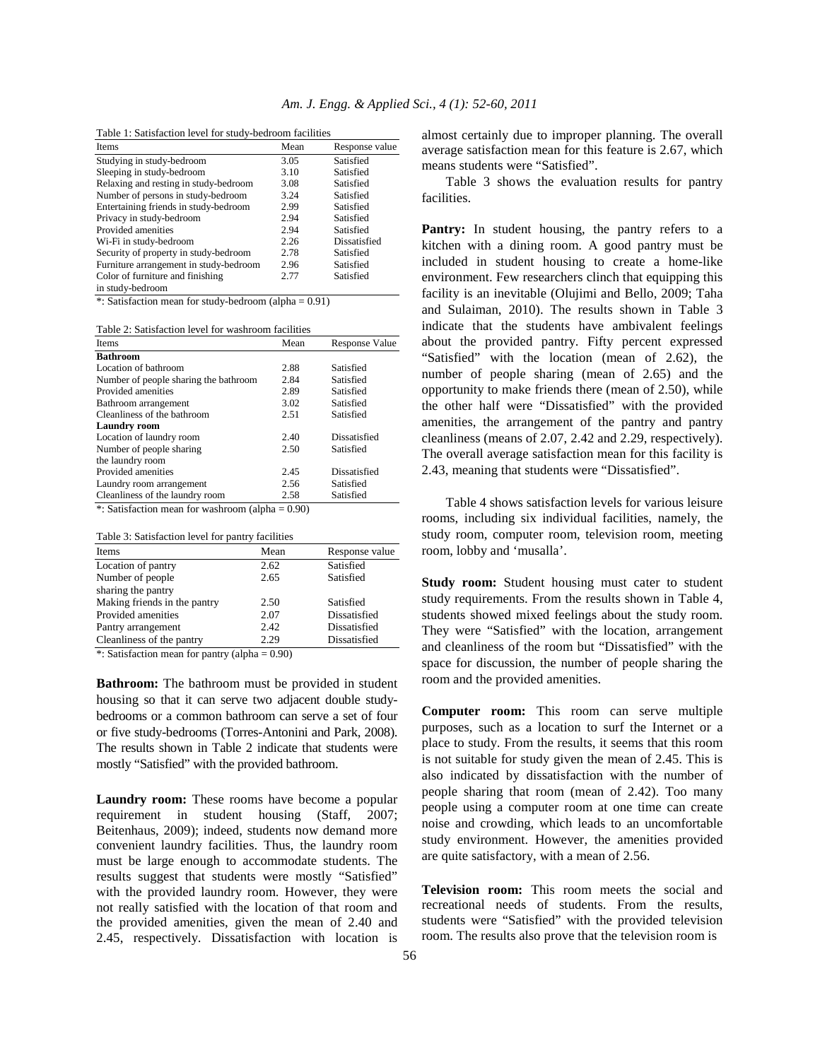Table 1: Satisfaction level for study-bedroom facilities

| Items | Mean | Response value |
|---|---|---|
| Studying in study-bedroom | 3.05 | Satisfied |
| Sleeping in study-bedroom | 3.10 | Satisfied |
| Relaxing and resting in study-bedroom | 3.08 | Satisfied |
| Number of persons in study-bedroom | 3.24 | Satisfied |
| Entertaining friends in study-bedroom | 2.99 | Satisfied |
| Privacy in study-bedroom | 2.94 | Satisfied |
| Provided amenities | 2.94 | Satisfied |
| Wi-Fi in study-bedroom | 2.26 | Dissatisfied |
| Security of property in study-bedroom | 2.78 | Satisfied |
| Furniture arrangement in study-bedroom | 2.96 | Satisfied |
| Color of furniture and finishing in study-bedroom | 2.77 | Satisfied |

*: Satisfaction mean for study-bedroom (alpha = 0.91)

Table 2: Satisfaction level for washroom facilities

| Items | Mean | Response Value |
|---|---|---|
| **Bathroom** | | |
| Location of bathroom | 2.88 | Satisfied |
| Number of people sharing the bathroom | 2.84 | Satisfied |
| Provided amenities | 2.89 | Satisfied |
| Bathroom arrangement | 3.02 | Satisfied |
| Cleanliness of the bathroom | 2.51 | Satisfied |
| **Laundry room** | | |
| Location of laundry room | 2.40 | Dissatisfied |
| Number of people sharing the laundry room | 2.50 | Satisfied |
| Provided amenities | 2.45 | Dissatisfied |
| Laundry room arrangement | 2.56 | Satisfied |
| Cleanliness of the laundry room | 2.58 | Satisfied |

*: Satisfaction mean for washroom (alpha = 0.90)

Table 3: Satisfaction level for pantry facilities

| Items | Mean | Response value |
|---|---|---|
| Location of pantry | 2.62 | Satisfied |
| Number of people sharing the pantry | 2.65 | Satisfied |
| Making friends in the pantry | 2.50 | Satisfied |
| Provided amenities | 2.07 | Dissatisfied |
| Pantry arrangement | 2.42 | Dissatisfied |
| Cleanliness of the pantry | 2.29 | Dissatisfied |

*: Satisfaction mean for pantry (alpha = 0.90)

**Bathroom:** The bathroom must be provided in student housing so that it can serve two adjacent double study-bedrooms or a common bathroom can serve a set of four or five study-bedrooms (Torres-Antonini and Park, 2008). The results shown in Table 2 indicate that students were mostly "Satisfied" with the provided bathroom.

**Laundry room:** These rooms have become a popular requirement in student housing (Staff, 2007; Beitenhaus, 2009); indeed, students now demand more convenient laundry facilities. Thus, the laundry room must be large enough to accommodate students. The results suggest that students were mostly "Satisfied" with the provided laundry room. However, they were not really satisfied with the location of that room and the provided amenities, given the mean of 2.40 and 2.45, respectively. Dissatisfaction with location is almost certainly due to improper planning. The overall average satisfaction mean for this feature is 2.67, which means students were "Satisfied".

Table 3 shows the evaluation results for pantry facilities.

**Pantry:** In student housing, the pantry refers to a kitchen with a dining room. A good pantry must be included in student housing to create a home-like environment. Few researchers clinch that equipping this facility is an inevitable (Olujimi and Bello, 2009; Taha and Sulaiman, 2010). The results shown in Table 3 indicate that the students have ambivalent feelings about the provided pantry. Fifty percent expressed "Satisfied" with the location (mean of 2.62), the number of people sharing (mean of 2.65) and the opportunity to make friends there (mean of 2.50), while the other half were "Dissatisfied" with the provided amenities, the arrangement of the pantry and pantry cleanliness (means of 2.07, 2.42 and 2.29, respectively). The overall average satisfaction mean for this facility is 2.43, meaning that students were "Dissatisfied".

Table 4 shows satisfaction levels for various leisure rooms, including six individual facilities, namely, the study room, computer room, television room, meeting room, lobby and 'musalla'.

**Study room:** Student housing must cater to student study requirements. From the results shown in Table 4, students showed mixed feelings about the study room. They were "Satisfied" with the location, arrangement and cleanliness of the room but "Dissatisfied" with the space for discussion, the number of people sharing the room and the provided amenities.

**Computer room:** This room can serve multiple purposes, such as a location to surf the Internet or a place to study. From the results, it seems that this room is not suitable for study given the mean of 2.45. This is also indicated by dissatisfaction with the number of people sharing that room (mean of 2.42). Too many people using a computer room at one time can create noise and crowding, which leads to an uncomfortable study environment. However, the amenities provided are quite satisfactory, with a mean of 2.56.

**Television room:** This room meets the social and recreational needs of students. From the results, students were "Satisfied" with the provided television room. The results also prove that the television room is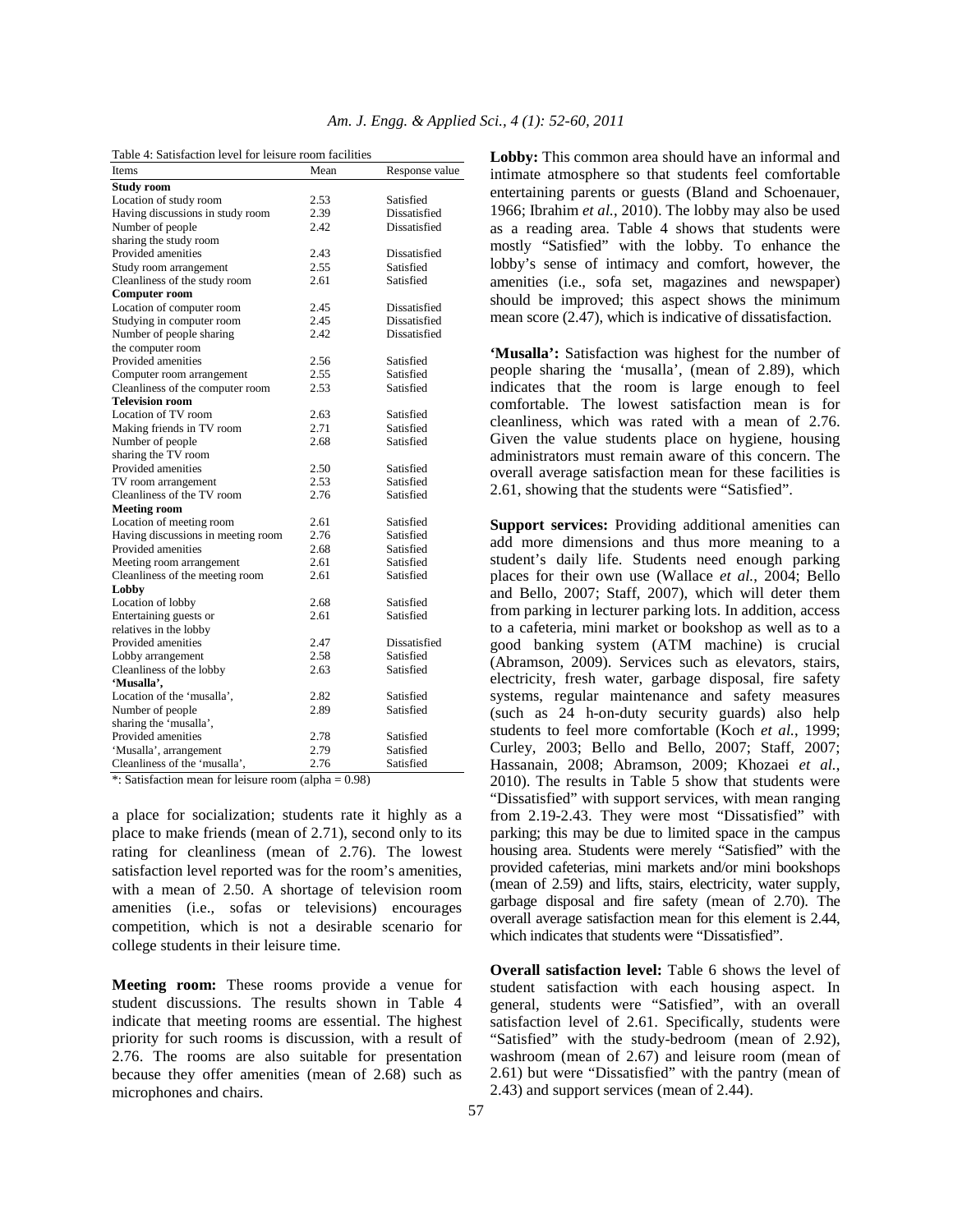Table 4: Satisfaction level for leisure room facilities

| Items | Mean | Response value |
|---|---|---|
| **Study room** | | |
| Location of study room | 2.53 | Satisfied |
| Having discussions in study room | 2.39 | Dissatisfied |
| Number of people sharing the study room | 2.42 | Dissatisfied |
| Provided amenities | 2.43 | Dissatisfied |
| Study room arrangement | 2.55 | Satisfied |
| Cleanliness of the study room | 2.61 | Satisfied |
| **Computer room** | | |
| Location of computer room | 2.45 | Dissatisfied |
| Studying in computer room | 2.45 | Dissatisfied |
| Number of people sharing the computer room | 2.42 | Dissatisfied |
| Provided amenities | 2.56 | Satisfied |
| Computer room arrangement | 2.55 | Satisfied |
| Cleanliness of the computer room | 2.53 | Satisfied |
| **Television room** | | |
| Location of TV room | 2.63 | Satisfied |
| Making friends in TV room | 2.71 | Satisfied |
| Number of people sharing the TV room | 2.68 | Satisfied |
| Provided amenities | 2.50 | Satisfied |
| TV room arrangement | 2.53 | Satisfied |
| Cleanliness of the TV room | 2.76 | Satisfied |
| **Meeting room** | | |
| Location of meeting room | 2.61 | Satisfied |
| Having discussions in meeting room | 2.76 | Satisfied |
| Provided amenities | 2.68 | Satisfied |
| Meeting room arrangement | 2.61 | Satisfied |
| Cleanliness of the meeting room | 2.61 | Satisfied |
| **Lobby** | | |
| Location of lobby | 2.68 | Satisfied |
| Entertaining guests or relatives in the lobby | 2.61 | Satisfied |
| Provided amenities | 2.47 | Dissatisfied |
| Lobby arrangement | 2.58 | Satisfied |
| Cleanliness of the lobby | 2.63 | Satisfied |
| **'Musalla',** | | |
| Location of the 'musalla', | 2.82 | Satisfied |
| Number of people sharing the 'musalla', | 2.89 | Satisfied |
| Provided amenities | 2.78 | Satisfied |
| 'Musalla', arrangement | 2.79 | Satisfied |
| Cleanliness of the 'musalla', | 2.76 | Satisfied |

*: Satisfaction mean for leisure room (alpha = 0.98)

a place for socialization; students rate it highly as a place to make friends (mean of 2.71), second only to its rating for cleanliness (mean of 2.76). The lowest satisfaction level reported was for the room's amenities, with a mean of 2.50. A shortage of television room amenities (i.e., sofas or televisions) encourages competition, which is not a desirable scenario for college students in their leisure time.

**Meeting room:** These rooms provide a venue for student discussions. The results shown in Table 4 indicate that meeting rooms are essential. The highest priority for such rooms is discussion, with a result of 2.76. The rooms are also suitable for presentation because they offer amenities (mean of 2.68) such as microphones and chairs.

**Lobby:** This common area should have an informal and intimate atmosphere so that students feel comfortable entertaining parents or guests (Bland and Schoenauer, 1966; Ibrahim *et al.*, 2010). The lobby may also be used as a reading area. Table 4 shows that students were mostly "Satisfied" with the lobby. To enhance the lobby's sense of intimacy and comfort, however, the amenities (i.e., sofa set, magazines and newspaper) should be improved; this aspect shows the minimum mean score (2.47), which is indicative of dissatisfaction.

**'Musalla':** Satisfaction was highest for the number of people sharing the 'musalla', (mean of 2.89), which indicates that the room is large enough to feel comfortable. The lowest satisfaction mean is for cleanliness, which was rated with a mean of 2.76. Given the value students place on hygiene, housing administrators must remain aware of this concern. The overall average satisfaction mean for these facilities is 2.61, showing that the students were "Satisfied".

**Support services:** Providing additional amenities can add more dimensions and thus more meaning to a student's daily life. Students need enough parking places for their own use (Wallace *et al.*, 2004; Bello and Bello, 2007; Staff, 2007), which will deter them from parking in lecturer parking lots. In addition, access to a cafeteria, mini market or bookshop as well as to a good banking system (ATM machine) is crucial (Abramson, 2009). Services such as elevators, stairs, electricity, fresh water, garbage disposal, fire safety systems, regular maintenance and safety measures (such as 24 h-on-duty security guards) also help students to feel more comfortable (Koch *et al.*, 1999; Curley, 2003; Bello and Bello, 2007; Staff, 2007; Hassanain, 2008; Abramson, 2009; Khozaei *et al.*, 2010). The results in Table 5 show that students were "Dissatisfied" with support services, with mean ranging from 2.19-2.43. They were most "Dissatisfied" with parking; this may be due to limited space in the campus housing area. Students were merely "Satisfied" with the provided cafeterias, mini markets and/or mini bookshops (mean of 2.59) and lifts, stairs, electricity, water supply, garbage disposal and fire safety (mean of 2.70). The overall average satisfaction mean for this element is 2.44, which indicates that students were "Dissatisfied".

**Overall satisfaction level:** Table 6 shows the level of student satisfaction with each housing aspect. In general, students were "Satisfied", with an overall satisfaction level of 2.61. Specifically, students were "Satisfied" with the study-bedroom (mean of 2.92), washroom (mean of 2.67) and leisure room (mean of 2.61) but were "Dissatisfied" with the pantry (mean of 2.43) and support services (mean of 2.44).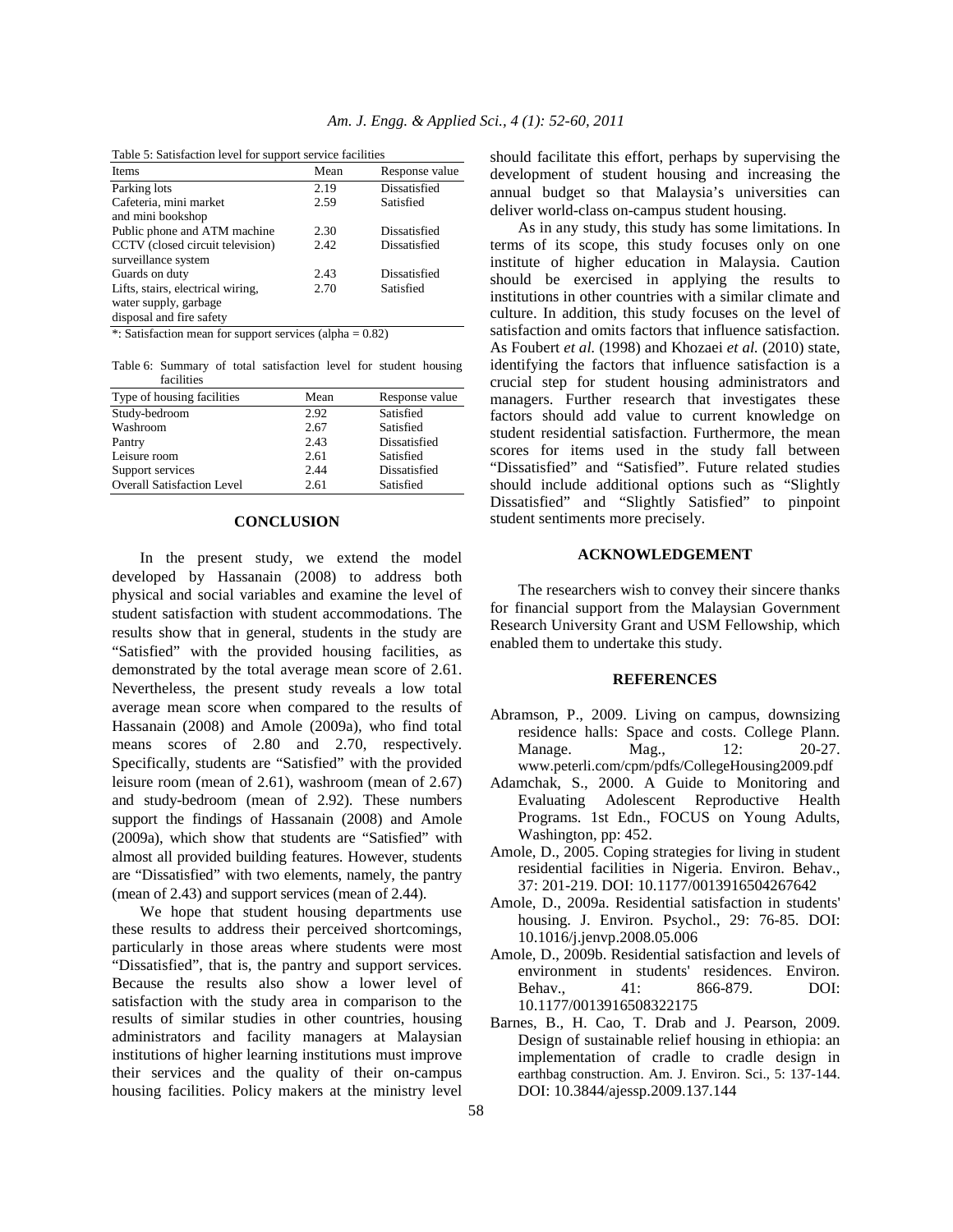Table 5: Satisfaction level for support service facilities

| Items | Mean | Response value |
|---|---|---|
| Parking lots | 2.19 | Dissatisfied |
| Cafeteria, mini market and mini bookshop | 2.59 | Satisfied |
| Public phone and ATM machine | 2.30 | Dissatisfied |
| CCTV (closed circuit television) surveillance system | 2.42 | Dissatisfied |
| Guards on duty | 2.43 | Dissatisfied |
| Lifts, stairs, electrical wiring, water supply, garbage disposal and fire safety | 2.70 | Satisfied |

*: Satisfaction mean for support services (alpha = 0.82)

Table 6: Summary of total satisfaction level for student housing facilities

| Type of housing facilities | Mean | Response value |
|---|---|---|
| Study-bedroom | 2.92 | Satisfied |
| Washroom | 2.67 | Satisfied |
| Pantry | 2.43 | Dissatisfied |
| Leisure room | 2.61 | Satisfied |
| Support services | 2.44 | Dissatisfied |
| Overall Satisfaction Level | 2.61 | Satisfied |

## CONCLUSION

In the present study, we extend the model developed by Hassanain (2008) to address both physical and social variables and examine the level of student satisfaction with student accommodations. The results show that in general, students in the study are "Satisfied" with the provided housing facilities, as demonstrated by the total average mean score of 2.61. Nevertheless, the present study reveals a low total average mean score when compared to the results of Hassanain (2008) and Amole (2009a), who find total means scores of 2.80 and 2.70, respectively. Specifically, students are "Satisfied" with the provided leisure room (mean of 2.61), washroom (mean of 2.67) and study-bedroom (mean of 2.92). These numbers support the findings of Hassanain (2008) and Amole (2009a), which show that students are "Satisfied" with almost all provided building features. However, students are "Dissatisfied" with two elements, namely, the pantry (mean of 2.43) and support services (mean of 2.44).

We hope that student housing departments use these results to address their perceived shortcomings, particularly in those areas where students were most "Dissatisfied", that is, the pantry and support services. Because the results also show a lower level of satisfaction with the study area in comparison to the results of similar studies in other countries, housing administrators and facility managers at Malaysian institutions of higher learning institutions must improve their services and the quality of their on-campus housing facilities. Policy makers at the ministry level should facilitate this effort, perhaps by supervising the development of student housing and increasing the annual budget so that Malaysia's universities can deliver world-class on-campus student housing.

As in any study, this study has some limitations. In terms of its scope, this study focuses only on one institute of higher education in Malaysia. Caution should be exercised in applying the results to institutions in other countries with a similar climate and culture. In addition, this study focuses on the level of satisfaction and omits factors that influence satisfaction. As Foubert *et al.* (1998) and Khozaei *et al.* (2010) state, identifying the factors that influence satisfaction is a crucial step for student housing administrators and managers. Further research that investigates these factors should add value to current knowledge on student residential satisfaction. Furthermore, the mean scores for items used in the study fall between "Dissatisfied" and "Satisfied". Future related studies should include additional options such as "Slightly Dissatisfied" and "Slightly Satisfied" to pinpoint student sentiments more precisely.

## ACKNOWLEDGEMENT

The researchers wish to convey their sincere thanks for financial support from the Malaysian Government Research University Grant and USM Fellowship, which enabled them to undertake this study.

## REFERENCES

Abramson, P., 2009. Living on campus, downsizing residence halls: Space and costs. College Plann. Manage. Mag., 12: 20-27. www.peterli.com/cpm/pdfs/CollegeHousing2009.pdf

Adamchak, S., 2000. A Guide to Monitoring and Evaluating Adolescent Reproductive Health Programs. 1st Edn., FOCUS on Young Adults, Washington, pp: 452.

Amole, D., 2005. Coping strategies for living in student residential facilities in Nigeria. Environ. Behav., 37: 201-219. DOI: 10.1177/0013916504267642

Amole, D., 2009a. Residential satisfaction in students' housing. J. Environ. Psychol., 29: 76-85. DOI: 10.1016/j.jenvp.2008.05.006

Amole, D., 2009b. Residential satisfaction and levels of environment in students' residences. Environ. Behav., 41: 866-879. DOI: 10.1177/0013916508322175

Barnes, B., H. Cao, T. Drab and J. Pearson, 2009. Design of sustainable relief housing in ethiopia: an implementation of cradle to cradle design in earthbag construction. Am. J. Environ. Sci., 5: 137-144. DOI: 10.3844/ajessp.2009.137.144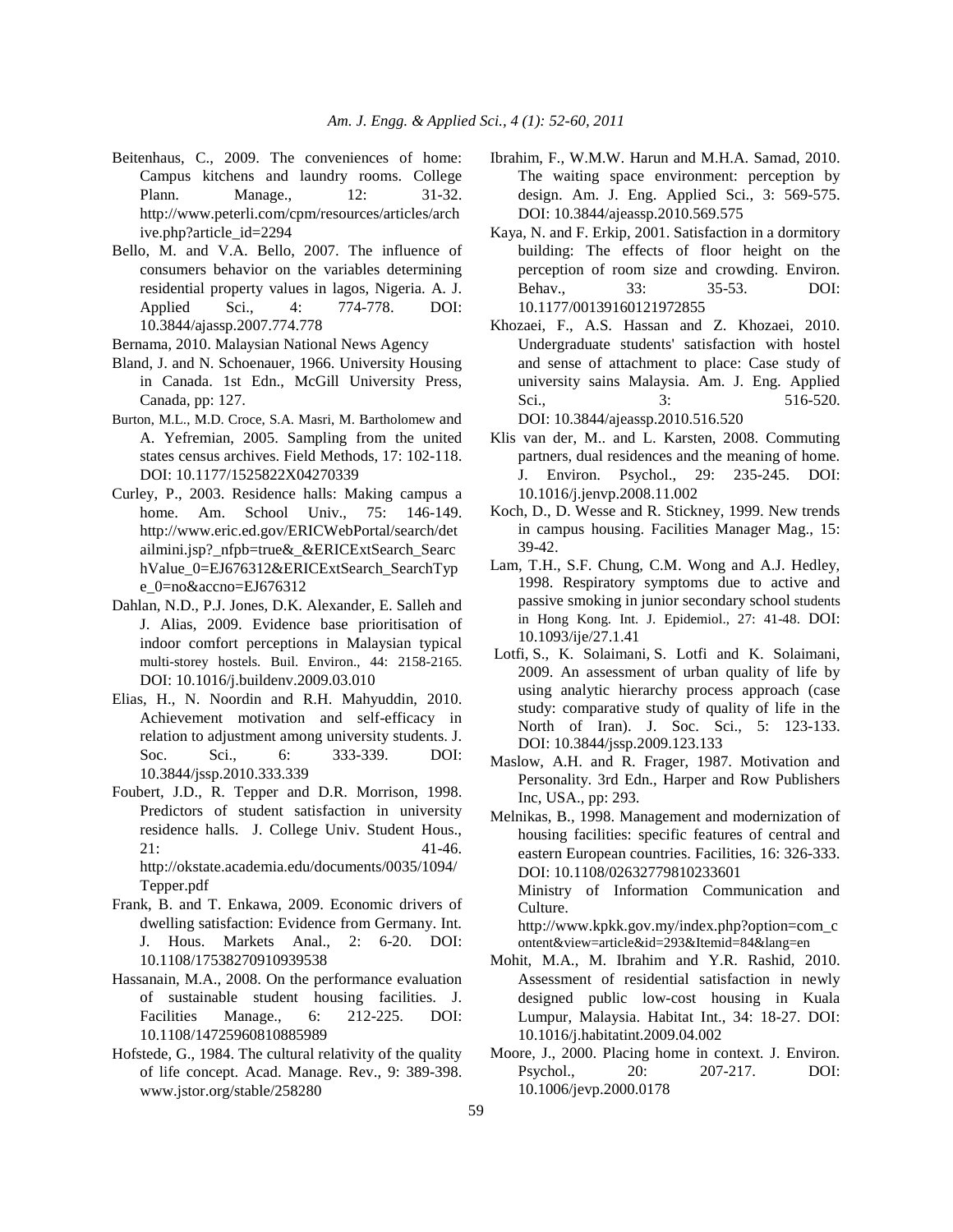Beitenhaus, C., 2009. The conveniences of home: Campus kitchens and laundry rooms. College Plann. Manage., 12: 31-32. http://www.peterli.com/cpm/resources/articles/archive.php?article_id=2294

Bello, M. and V.A. Bello, 2007. The influence of consumers behavior on the variables determining residential property values in lagos, Nigeria. A. J. Applied Sci., 4: 774-778. DOI: 10.3844/ajassp.2007.774.778

Bernama, 2010. Malaysian National News Agency

Bland, J. and N. Schoenauer, 1966. University Housing in Canada. 1st Edn., McGill University Press, Canada, pp: 127.

Burton, M.L., M.D. Croce, S.A. Masri, M. Bartholomew and A. Yefremian, 2005. Sampling from the united states census archives. Field Methods, 17: 102-118. DOI: 10.1177/1525822X04270339

Curley, P., 2003. Residence halls: Making campus a home. Am. School Univ., 75: 146-149. http://www.eric.ed.gov/ERICWebPortal/search/detailmini.jsp?_nfpb=true&_&ERICExtSearch_SearchValue_0=EJ676312&ERICExtSearch_SearchType_0=no&accno=EJ676312

Dahlan, N.D., P.J. Jones, D.K. Alexander, E. Salleh and J. Alias, 2009. Evidence base prioritisation of indoor comfort perceptions in Malaysian typical multi-storey hostels. Buil. Environ., 44: 2158-2165. DOI: 10.1016/j.buildenv.2009.03.010

Elias, H., N. Noordin and R.H. Mahyuddin, 2010. Achievement motivation and self-efficacy in relation to adjustment among university students. J. Soc. Sci., 6: 333-339. DOI: 10.3844/jssp.2010.333.339

Foubert, J.D., R. Tepper and D.R. Morrison, 1998. Predictors of student satisfaction in university residence halls. J. College Univ. Student Hous., 21: 41-46. http://okstate.academia.edu/documents/0035/1094/Tepper.pdf

Frank, B. and T. Enkawa, 2009. Economic drivers of dwelling satisfaction: Evidence from Germany. Int. J. Hous. Markets Anal., 2: 6-20. DOI: 10.1108/17538270910939538

Hassanain, M.A., 2008. On the performance evaluation of sustainable student housing facilities. J. Facilities Manage., 6: 212-225. DOI: 10.1108/14725960810885989

Hofstede, G., 1984. The cultural relativity of the quality of life concept. Acad. Manage. Rev., 9: 389-398. www.jstor.org/stable/258280

Ibrahim, F., W.M.W. Harun and M.H.A. Samad, 2010. The waiting space environment: perception by design. Am. J. Eng. Applied Sci., 3: 569-575. DOI: 10.3844/ajeassp.2010.569.575

Kaya, N. and F. Erkip, 2001. Satisfaction in a dormitory building: The effects of floor height on the perception of room size and crowding. Environ. Behav., 33: 35-53. DOI: 10.1177/00139160121972855

Khozaei, F., A.S. Hassan and Z. Khozaei, 2010. Undergraduate students' satisfaction with hostel and sense of attachment to place: Case study of university sains Malaysia. Am. J. Eng. Applied Sci., 3: 516-520. DOI: 10.3844/ajeassp.2010.516.520

Klis van der, M.. and L. Karsten, 2008. Commuting partners, dual residences and the meaning of home. J. Environ. Psychol., 29: 235-245. DOI: 10.1016/j.jenvp.2008.11.002

Koch, D., D. Wesse and R. Stickney, 1999. New trends in campus housing. Facilities Manager Mag., 15: 39-42.

Lam, T.H., S.F. Chung, C.M. Wong and A.J. Hedley, 1998. Respiratory symptoms due to active and passive smoking in junior secondary school students in Hong Kong. Int. J. Epidemiol., 27: 41-48. DOI: 10.1093/ije/27.1.41

Lotfi, S., K. Solaimani, S. Lotfi and K. Solaimani, 2009. An assessment of urban quality of life by using analytic hierarchy process approach (case study: comparative study of quality of life in the North of Iran). J. Soc. Sci., 5: 123-133. DOI: 10.3844/jssp.2009.123.133

Maslow, A.H. and R. Frager, 1987. Motivation and Personality. 3rd Edn., Harper and Row Publishers Inc, USA., pp: 293.

Melnikas, B., 1998. Management and modernization of housing facilities: specific features of central and eastern European countries. Facilities, 16: 326-333. DOI: 10.1108/02632779810233601

Ministry of Information Communication and Culture. http://www.kpkk.gov.my/index.php?option=com_content&view=article&id=293&Itemid=84&lang=en

Mohit, M.A., M. Ibrahim and Y.R. Rashid, 2010. Assessment of residential satisfaction in newly designed public low-cost housing in Kuala Lumpur, Malaysia. Habitat Int., 34: 18-27. DOI: 10.1016/j.habitatint.2009.04.002

Moore, J., 2000. Placing home in context. J. Environ. Psychol., 20: 207-217. DOI: 10.1006/jevp.2000.0178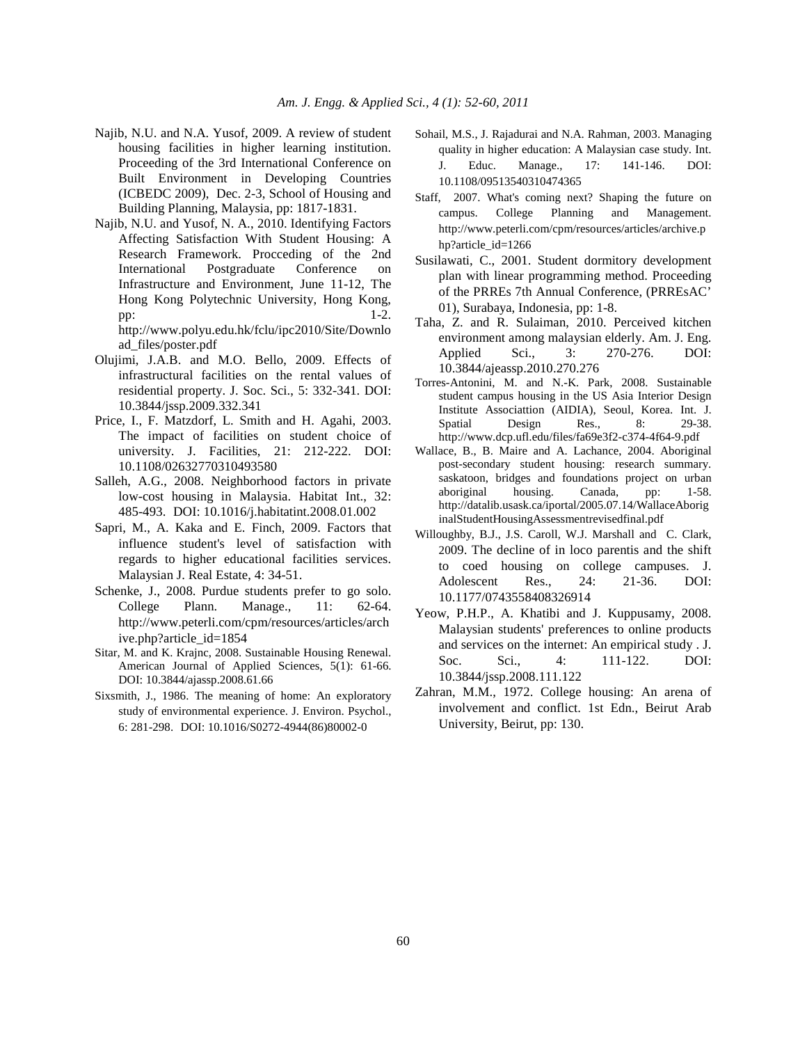Najib, N.U. and N.A. Yusof, 2009. A review of student housing facilities in higher learning institution. Proceeding of the 3rd International Conference on Built Environment in Developing Countries (ICBEDC 2009), Dec. 2-3, School of Housing and Building Planning, Malaysia, pp: 1817-1831.

Najib, N.U. and Yusof, N. A., 2010. Identifying Factors Affecting Satisfaction With Student Housing: A Research Framework. Procceding of the 2nd International Postgraduate Conference on Infrastructure and Environment, June 11-12, The Hong Kong Polytechnic University, Hong Kong, pp: 1-2. http://www.polyu.edu.hk/fclu/ipc2010/Site/Download_files/poster.pdf

Olujimi, J.A.B. and M.O. Bello, 2009. Effects of infrastructural facilities on the rental values of residential property. J. Soc. Sci., 5: 332-341. DOI: 10.3844/jssp.2009.332.341

Price, I., F. Matzdorf, L. Smith and H. Agahi, 2003. The impact of facilities on student choice of university. J. Facilities, 21: 212-222. DOI: 10.1108/02632770310493580

Salleh, A.G., 2008. Neighborhood factors in private low-cost housing in Malaysia. Habitat Int., 32: 485-493. DOI: 10.1016/j.habitatint.2008.01.002

Sapri, M., A. Kaka and E. Finch, 2009. Factors that influence student's level of satisfaction with regards to higher educational facilities services. Malaysian J. Real Estate, 4: 34-51.

Schenke, J., 2008. Purdue students prefer to go solo. College Plann. Manage., 11: 62-64. http://www.peterli.com/cpm/resources/articles/archive.php?article_id=1854

Sitar, M. and K. Krajnc, 2008. Sustainable Housing Renewal. American Journal of Applied Sciences, 5(1): 61-66. DOI: 10.3844/ajassp.2008.61.66

Sixsmith, J., 1986. The meaning of home: An exploratory study of environmental experience. J. Environ. Psychol., 6: 281-298. DOI: 10.1016/S0272-4944(86)80002-0

Sohail, M.S., J. Rajadurai and N.A. Rahman, 2003. Managing quality in higher education: A Malaysian case study. Int. J. Educ. Manage., 17: 141-146. DOI: 10.1108/09513540310474365

Staff, 2007. What's coming next? Shaping the future on campus. College Planning and Management. http://www.peterli.com/cpm/resources/articles/archive.php?article_id=1266

Susilawati, C., 2001. Student dormitory development plan with linear programming method. Proceeding of the PRREs 7th Annual Conference, (PRREsAC' 01), Surabaya, Indonesia, pp: 1-8.

Taha, Z. and R. Sulaiman, 2010. Perceived kitchen environment among malaysian elderly. Am. J. Eng. Applied Sci., 3: 270-276. DOI: 10.3844/ajeassp.2010.270.276

Torres-Antonini, M. and N.-K. Park, 2008. Sustainable student campus housing in the US Asia Interior Design Institute Associattion (AIDIA), Seoul, Korea. Int. J. Spatial Design Res., 8: 29-38. http://www.dcp.ufl.edu/files/fa69e3f2-c374-4f64-9.pdf

Wallace, B., B. Maire and A. Lachance, 2004. Aboriginal post-secondary student housing: research summary. saskatoon, bridges and foundations project on urban aboriginal housing. Canada, pp: 1-58. http://datalib.usask.ca/iportal/2005.07.14/WallaceAboriginalStudentHousingAssessmentrevisedfinal.pdf

Willoughby, B.J., J.S. Caroll, W.J. Marshall and C. Clark, 2009. The decline of in loco parentis and the shift to coed housing on college campuses. J. Adolescent Res., 24: 21-36. DOI: 10.1177/0743558408326914

Yeow, P.H.P., A. Khatibi and J. Kuppusamy, 2008. Malaysian students' preferences to online products and services on the internet: An empirical study . J. Soc. Sci., 4: 111-122. DOI: 10.3844/jssp.2008.111.122

Zahran, M.M., 1972. College housing: An arena of involvement and conflict. 1st Edn., Beirut Arab University, Beirut, pp: 130.